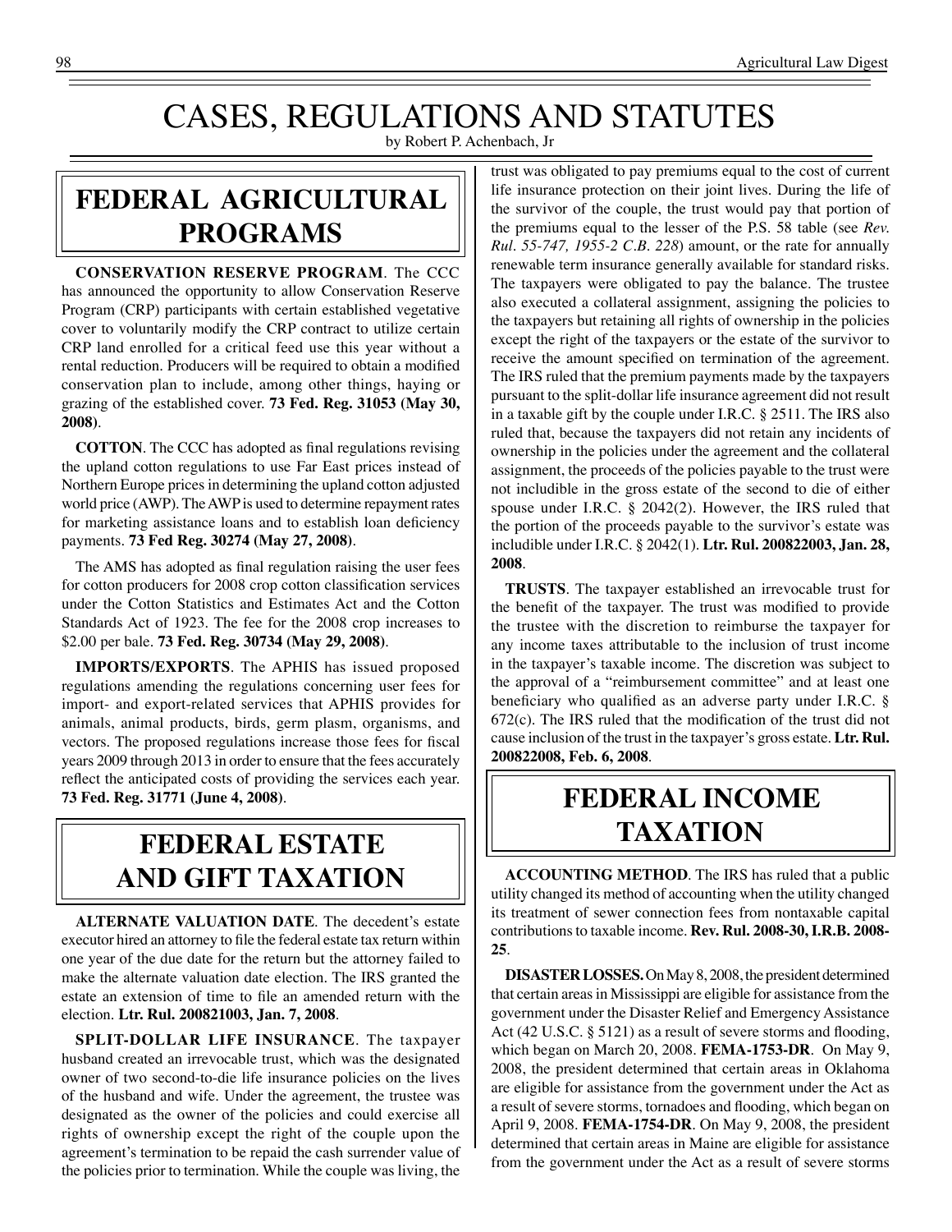# CASES, REGULATIONS AND STATUTES

by Robert P. Achenbach, Jr

## FEDERAL AGRICULTURAL PROGRAMS

**CONSERVATION RESERVE PROGRAM**. The CCC has announced the opportunity to allow Conservation Reserve Program (CRP) participants with certain established vegetative cover to voluntarily modify the CRP contract to utilize certain CRP land enrolled for a critical feed use this year without a rental reduction. Producers will be required to obtain a modified conservation plan to include, among other things, haying or grazing of the established cover. **73 Fed. Reg. 31053 (May 30, 2008)**.

**COTTON**. The CCC has adopted as final regulations revising the upland cotton regulations to use Far East prices instead of Northern Europe prices in determining the upland cotton adjusted world price (AWP). The AWP is used to determine repayment rates for marketing assistance loans and to establish loan deficiency payments. **73 Fed Reg. 30274 (May 27, 2008)**.

The AMS has adopted as final regulation raising the user fees for cotton producers for 2008 crop cotton classification services under the Cotton Statistics and Estimates Act and the Cotton Standards Act of 1923. The fee for the 2008 crop increases to $2.00 per bale. **73 Fed. Reg. 30734 (May 29, 2008)**.

**IMPORTS/EXPORTS**. The APHIS has issued proposed regulations amending the regulations concerning user fees for import- and export-related services that APHIS provides for animals, animal products, birds, germ plasm, organisms, and vectors. The proposed regulations increase those fees for fiscal years 2009 through 2013 in order to ensure that the fees accurately reflect the anticipated costs of providing the services each year. **73 Fed. Reg. 31771 (June 4, 2008)**.

## FEDERAL ESTATE AND GIFT TAXATION

**ALTERNATE VALUATION DATE**. The decedent's estate executor hired an attorney to file the federal estate tax return within one year of the due date for the return but the attorney failed to make the alternate valuation date election. The IRS granted the estate an extension of time to file an amended return with the election. **Ltr. Rul. 200821003, Jan. 7, 2008**.

**SPLIT-DOLLAR LIFE INSURANCE**. The taxpayer husband created an irrevocable trust, which was the designated owner of two second-to-die life insurance policies on the lives of the husband and wife. Under the agreement, the trustee was designated as the owner of the policies and could exercise all rights of ownership except the right of the couple upon the agreement's termination to be repaid the cash surrender value of the policies prior to termination. While the couple was living, the trust was obligated to pay premiums equal to the cost of current life insurance protection on their joint lives. During the life of the survivor of the couple, the trust would pay that portion of the premiums equal to the lesser of the P.S. 58 table (see *Rev. Rul. 55-747, 1955-2 C.B. 228*) amount, or the rate for annually renewable term insurance generally available for standard risks. The taxpayers were obligated to pay the balance. The trustee also executed a collateral assignment, assigning the policies to the taxpayers but retaining all rights of ownership in the policies except the right of the taxpayers or the estate of the survivor to receive the amount specified on termination of the agreement. The IRS ruled that the premium payments made by the taxpayers pursuant to the split-dollar life insurance agreement did not result in a taxable gift by the couple under I.R.C. § 2511. The IRS also ruled that, because the taxpayers did not retain any incidents of ownership in the policies under the agreement and the collateral assignment, the proceeds of the policies payable to the trust were not includible in the gross estate of the second to die of either spouse under I.R.C. § 2042(2). However, the IRS ruled that the portion of the proceeds payable to the survivor's estate was includible under I.R.C. § 2042(1). **Ltr. Rul. 200822003, Jan. 28, 2008**.

**TRUSTS**. The taxpayer established an irrevocable trust for the benefit of the taxpayer. The trust was modified to provide the trustee with the discretion to reimburse the taxpayer for any income taxes attributable to the inclusion of trust income in the taxpayer's taxable income. The discretion was subject to the approval of a "reimbursement committee" and at least one beneficiary who qualified as an adverse party under I.R.C. § 672(c). The IRS ruled that the modification of the trust did not cause inclusion of the trust in the taxpayer's gross estate. **Ltr. Rul. 200822008, Feb. 6, 2008**.

## FEDERAL INCOME TAXATION

**ACCOUNTING METHOD**. The IRS has ruled that a public utility changed its method of accounting when the utility changed its treatment of sewer connection fees from nontaxable capital contributions to taxable income. **Rev. Rul. 2008-30, I.R.B. 2008-25**.

**DISASTER LOSSES.** On May 8, 2008, the president determined that certain areas in Mississippi are eligible for assistance from the government under the Disaster Relief and Emergency Assistance Act (42 U.S.C. § 5121) as a result of severe storms and flooding, which began on March 20, 2008. **FEMA-1753-DR**. On May 9, 2008, the president determined that certain areas in Oklahoma are eligible for assistance from the government under the Act as a result of severe storms, tornadoes and flooding, which began on April 9, 2008. **FEMA-1754-DR**. On May 9, 2008, the president determined that certain areas in Maine are eligible for assistance from the government under the Act as a result of severe storms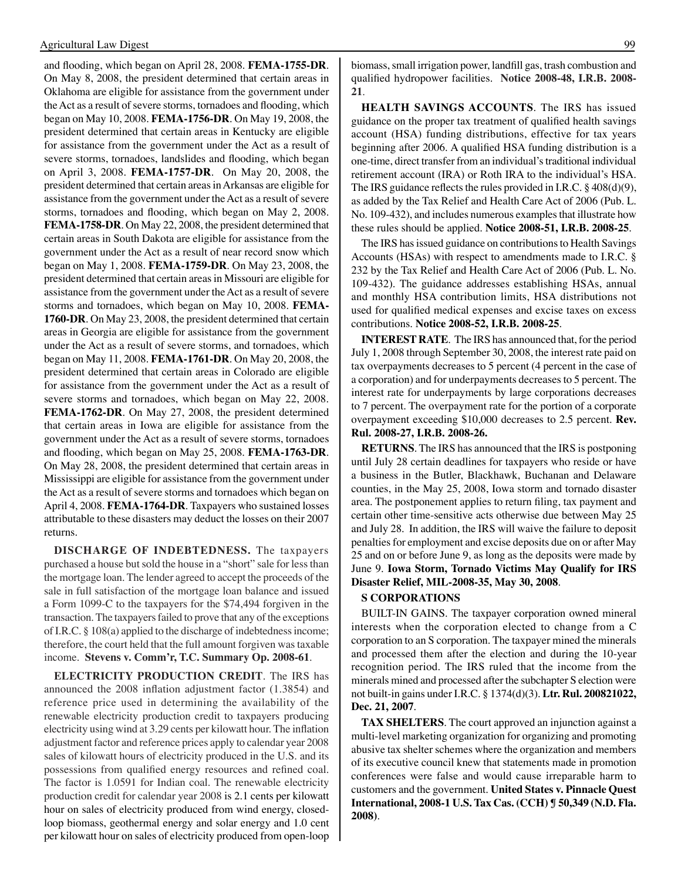and flooding, which began on April 28, 2008. **FEMA-1755-DR**. On May 8, 2008, the president determined that certain areas in Oklahoma are eligible for assistance from the government under the Act as a result of severe storms, tornadoes and flooding, which began on May 10, 2008. **FEMA-1756-DR**. On May 19, 2008, the president determined that certain areas in Kentucky are eligible for assistance from the government under the Act as a result of severe storms, tornadoes, landslides and flooding, which began on April 3, 2008. **FEMA-1757-DR**. On May 20, 2008, the president determined that certain areas in Arkansas are eligible for assistance from the government under the Act as a result of severe storms, tornadoes and flooding, which began on May 2, 2008. **FEMA-1758-DR**. On May 22, 2008, the president determined that certain areas in South Dakota are eligible for assistance from the government under the Act as a result of near record snow which began on May 1, 2008. **FEMA-1759-DR**. On May 23, 2008, the president determined that certain areas in Missouri are eligible for assistance from the government under the Act as a result of severe storms and tornadoes, which began on May 10, 2008. **FEMA-1760-DR**. On May 23, 2008, the president determined that certain areas in Georgia are eligible for assistance from the government under the Act as a result of severe storms, and tornadoes, which began on May 11, 2008. **FEMA-1761-DR**. On May 20, 2008, the president determined that certain areas in Colorado are eligible for assistance from the government under the Act as a result of severe storms and tornadoes, which began on May 22, 2008. **FEMA-1762-DR**. On May 27, 2008, the president determined that certain areas in Iowa are eligible for assistance from the government under the Act as a result of severe storms, tornadoes and flooding, which began on May 25, 2008. **FEMA-1763-DR**. On May 28, 2008, the president determined that certain areas in Mississippi are eligible for assistance from the government under the Act as a result of severe storms and tornadoes which began on April 4, 2008. **FEMA-1764-DR**. Taxpayers who sustained losses attributable to these disasters may deduct the losses on their 2007 returns.

**DISCHARGE OF INDEBTEDNESS.** The taxpayers purchased a house but sold the house in a "short" sale for less than the mortgage loan. The lender agreed to accept the proceeds of the sale in full satisfaction of the mortgage loan balance and issued a Form 1099-C to the taxpayers for the $74,494 forgiven in the transaction. The taxpayers failed to prove that any of the exceptions of I.R.C. § 108(a) applied to the discharge of indebtedness income; therefore, the court held that the full amount forgiven was taxable income. **Stevens v. Comm'r, T.C. Summary Op. 2008-61**.

**ELECTRICITY PRODUCTION CREDIT**. The IRS has announced the 2008 inflation adjustment factor (1.3854) and reference price used in determining the availability of the renewable electricity production credit to taxpayers producing electricity using wind at 3.29 cents per kilowatt hour. The inflation adjustment factor and reference prices apply to calendar year 2008 sales of kilowatt hours of electricity produced in the U.S. and its possessions from qualified energy resources and refined coal. The factor is 1.0591 for Indian coal. The renewable electricity production credit for calendar year 2008 is 2.1 cents per kilowatt hour on sales of electricity produced from wind energy, closed-loop biomass, geothermal energy and solar energy and 1.0 cent per kilowatt hour on sales of electricity produced from open-loop biomass, small irrigation power, landfill gas, trash combustion and qualified hydropower facilities. **Notice 2008-48, I.R.B. 2008-21**.

**HEALTH SAVINGS ACCOUNTS**. The IRS has issued guidance on the proper tax treatment of qualified health savings account (HSA) funding distributions, effective for tax years beginning after 2006. A qualified HSA funding distribution is a one-time, direct transfer from an individual's traditional individual retirement account (IRA) or Roth IRA to the individual's HSA. The IRS guidance reflects the rules provided in I.R.C. § 408(d)(9), as added by the Tax Relief and Health Care Act of 2006 (Pub. L. No. 109-432), and includes numerous examples that illustrate how these rules should be applied. **Notice 2008-51, I.R.B. 2008-25**.

The IRS has issued guidance on contributions to Health Savings Accounts (HSAs) with respect to amendments made to I.R.C. § 232 by the Tax Relief and Health Care Act of 2006 (Pub. L. No. 109-432). The guidance addresses establishing HSAs, annual and monthly HSA contribution limits, HSA distributions not used for qualified medical expenses and excise taxes on excess contributions. **Notice 2008-52, I.R.B. 2008-25**.

**INTEREST RATE**. The IRS has announced that, for the period July 1, 2008 through September 30, 2008, the interest rate paid on tax overpayments decreases to 5 percent (4 percent in the case of a corporation) and for underpayments decreases to 5 percent. The interest rate for underpayments by large corporations decreases to 7 percent. The overpayment rate for the portion of a corporate overpayment exceeding $10,000 decreases to 2.5 percent. **Rev. Rul. 2008-27, I.R.B. 2008-26.**

**RETURNS**. The IRS has announced that the IRS is postponing until July 28 certain deadlines for taxpayers who reside or have a business in the Butler, Blackhawk, Buchanan and Delaware counties, in the May 25, 2008, Iowa storm and tornado disaster area. The postponement applies to return filing, tax payment and certain other time-sensitive acts otherwise due between May 25 and July 28. In addition, the IRS will waive the failure to deposit penalties for employment and excise deposits due on or after May 25 and on or before June 9, as long as the deposits were made by June 9. **Iowa Storm, Tornado Victims May Qualify for IRS Disaster Relief, MIL-2008-35, May 30, 2008**.

**S CORPORATIONS**

BUILT-IN GAINS. The taxpayer corporation owned mineral interests when the corporation elected to change from a C corporation to an S corporation. The taxpayer mined the minerals and processed them after the election and during the 10-year recognition period. The IRS ruled that the income from the minerals mined and processed after the subchapter S election were not built-in gains under I.R.C. § 1374(d)(3). **Ltr. Rul. 200821022, Dec. 21, 2007**.

**TAX SHELTERS**. The court approved an injunction against a multi-level marketing organization for organizing and promoting abusive tax shelter schemes where the organization and members of its executive council knew that statements made in promotion conferences were false and would cause irreparable harm to customers and the government. **United States v. Pinnacle Quest International, 2008-1 U.S. Tax Cas. (CCH) ¶ 50,349 (N.D. Fla. 2008)**.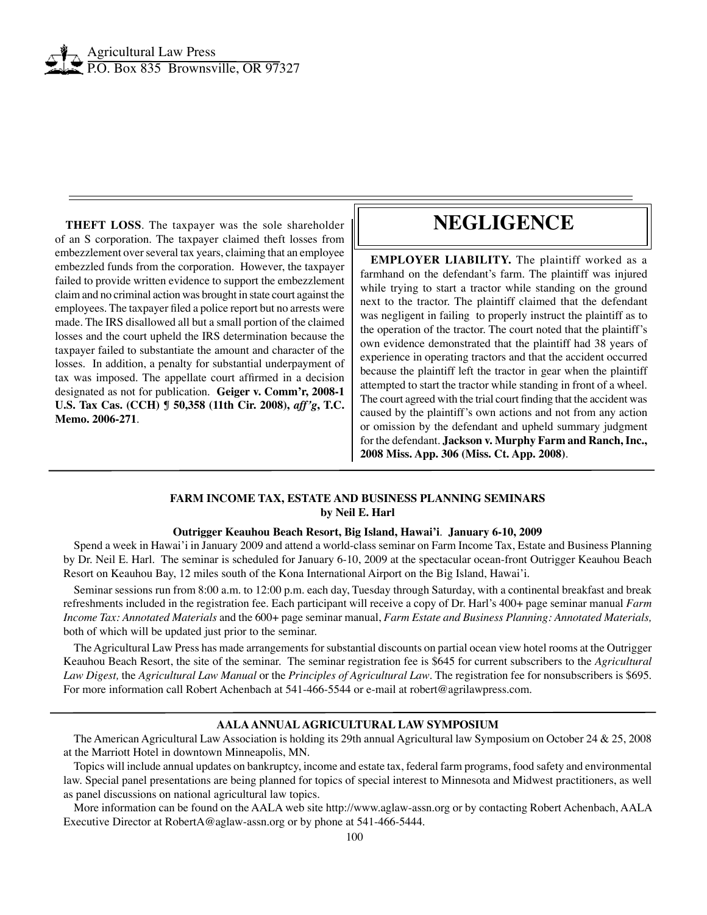Agricultural Law Press
P.O. Box 835 Brownsville, OR 97327

**THEFT LOSS**. The taxpayer was the sole shareholder of an S corporation. The taxpayer claimed theft losses from embezzlement over several tax years, claiming that an employee embezzled funds from the corporation. However, the taxpayer failed to provide written evidence to support the embezzlement claim and no criminal action was brought in state court against the employees. The taxpayer filed a police report but no arrests were made. The IRS disallowed all but a small portion of the claimed losses and the court upheld the IRS determination because the taxpayer failed to substantiate the amount and character of the losses. In addition, a penalty for substantial underpayment of tax was imposed. The appellate court affirmed in a decision designated as not for publication. **Geiger v. Comm'r, 2008-1 U.S. Tax Cas. (CCH) ¶ 50,358 (11th Cir. 2008),** ***aff'g*****, T.C. Memo. 2006-271**.

# NEGLIGENCE

**EMPLOYER LIABILITY.** The plaintiff worked as a farmhand on the defendant's farm. The plaintiff was injured while trying to start a tractor while standing on the ground next to the tractor. The plaintiff claimed that the defendant was negligent in failing to properly instruct the plaintiff as to the operation of the tractor. The court noted that the plaintiff's own evidence demonstrated that the plaintiff had 38 years of experience in operating tractors and that the accident occurred because the plaintiff left the tractor in gear when the plaintiff attempted to start the tractor while standing in front of a wheel. The court agreed with the trial court finding that the accident was caused by the plaintiff's own actions and not from any action or omission by the defendant and upheld summary judgment for the defendant. **Jackson v. Murphy Farm and Ranch, Inc., 2008 Miss. App. 306 (Miss. Ct. App. 2008)**.

---

## FARM INCOME TAX, ESTATE AND BUSINESS PLANNING SEMINARS
**by Neil E. Harl**

**Outrigger Keauhou Beach Resort, Big Island, Hawai'i**. **January 6-10, 2009**

Spend a week in Hawai'i in January 2009 and attend a world-class seminar on Farm Income Tax, Estate and Business Planning by Dr. Neil E. Harl. The seminar is scheduled for January 6-10, 2009 at the spectacular ocean-front Outrigger Keauhou Beach Resort on Keauhou Bay, 12 miles south of the Kona International Airport on the Big Island, Hawai'i.

Seminar sessions run from 8:00 a.m. to 12:00 p.m. each day, Tuesday through Saturday, with a continental breakfast and break refreshments included in the registration fee. Each participant will receive a copy of Dr. Harl's 400+ page seminar manual *Farm Income Tax: Annotated Materials* and the 600+ page seminar manual, *Farm Estate and Business Planning: Annotated Materials,* both of which will be updated just prior to the seminar.

The Agricultural Law Press has made arrangements for substantial discounts on partial ocean view hotel rooms at the Outrigger Keauhou Beach Resort, the site of the seminar. The seminar registration fee is $645 for current subscribers to the *Agricultural Law Digest,* the *Agricultural Law Manual* or the *Principles of Agricultural Law*. The registration fee for nonsubscribers is $695. For more information call Robert Achenbach at 541-466-5544 or e-mail at robert@agrilawpress.com.

---

## AALA ANNUAL AGRICULTURAL LAW SYMPOSIUM

The American Agricultural Law Association is holding its 29th annual Agricultural law Symposium on October 24 & 25, 2008 at the Marriott Hotel in downtown Minneapolis, MN.

Topics will include annual updates on bankruptcy, income and estate tax, federal farm programs, food safety and environmental law. Special panel presentations are being planned for topics of special interest to Minnesota and Midwest practitioners, as well as panel discussions on national agricultural law topics.

More information can be found on the AALA web site http://www.aglaw-assn.org or by contacting Robert Achenbach, AALA Executive Director at RobertA@aglaw-assn.org or by phone at 541-466-5444.